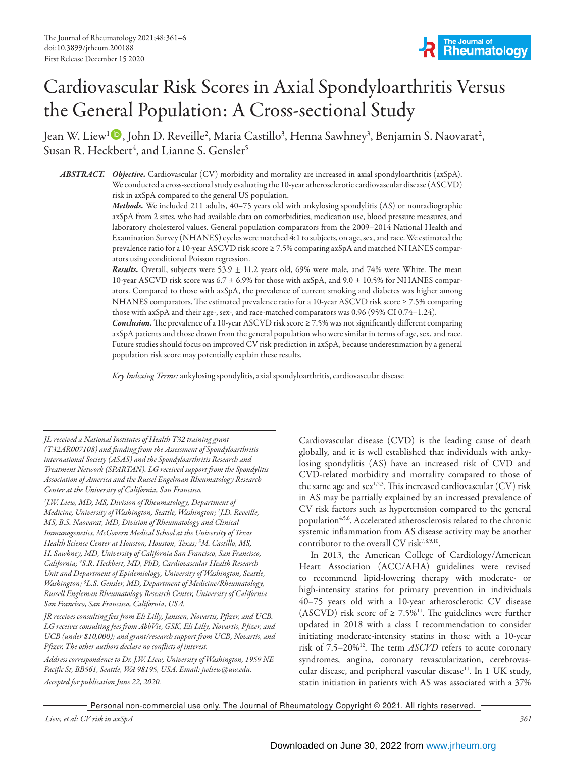# Cardiovascular Risk Scores in Axial Spondyloarthritis Versus the General Population: A Cross-sectional Study

Jean W. Liew[1], John D. Reveille[2], Maria Castillo[3], Henna Sawhney[3], Benjamin S. Naovarat[2], Susan R. Heckbert[4], and Lianne S. Gensler[5]

***ABSTRACT.*** ***Objective.*** Cardiovascular (CV) morbidity and mortality are increased in axial spondyloarthritis (axSpA). We conducted a cross-sectional study evaluating the 10-year atherosclerotic cardiovascular disease (ASCVD) risk in axSpA compared to the general US population.

***Methods.*** We included 211 adults, 40–75 years old with ankylosing spondylitis (AS) or nonradiographic axSpA from 2 sites, who had available data on comorbidities, medication use, blood pressure measures, and laboratory cholesterol values. General population comparators from the 2009–2014 National Health and Examination Survey (NHANES) cycles were matched 4:1 to subjects, on age, sex, and race. We estimated the prevalence ratio for a 10-year ASCVD risk score ≥ 7.5% comparing axSpA and matched NHANES comparators using conditional Poisson regression.

***Results.*** Overall, subjects were 53.9 ± 11.2 years old, 69% were male, and 74% were White. The mean 10-year ASCVD risk score was 6.7 ± 6.9% for those with axSpA, and 9.0 ± 10.5% for NHANES comparators. Compared to those with axSpA, the prevalence of current smoking and diabetes was higher among NHANES comparators. The estimated prevalence ratio for a 10-year ASCVD risk score ≥ 7.5% comparing those with axSpA and their age-, sex-, and race-matched comparators was 0.96 (95% CI 0.74–1.24).

***Conclusion.*** The prevalence of a 10-year ASCVD risk score ≥ 7.5% was not significantly different comparing axSpA patients and those drawn from the general population who were similar in terms of age, sex, and race. Future studies should focus on improved CV risk prediction in axSpA, because underestimation by a general population risk score may potentially explain these results.

*Key Indexing Terms:* ankylosing spondylitis, axial spondyloarthritis, cardiovascular disease

*JL received a National Institutes of Health T32 training grant (T32AR007108) and funding from the Assessment of Spondyloarthritis international Society (ASAS) and the Spondyloarthritis Research and Treatment Network (SPARTAN). LG received support from the Spondylitis Association of America and the Russel Engelman Rheumatology Research Center at the University of California, San Francisco.*

*[1]J.W. Liew, MD, MS, Division of Rheumatology, Department of Medicine, University of Washington, Seattle, Washington; [2]J.D. Reveille, MD, B.S. Naovarat, MD, Division of Rheumatology and Clinical Immunogenetics, McGovern Medical School at the University of Texas Health Science Center at Houston, Houston, Texas; [3]M. Castillo, MS, H. Sawhney, MD, University of California San Francisco, San Francisco, California; [4]S.R. Heckbert, MD, PhD, Cardiovascular Health Research Unit and Department of Epidemiology, University of Washington, Seattle, Washington; [5]L.S. Gensler, MD, Department of Medicine/Rheumatology, Russell Engleman Rheumatology Research Center, University of California San Francisco, San Francisco, California, USA.*

*JR receives consulting fees from Eli Lilly, Janssen, Novartis, Pfizer, and UCB. LG receives consulting fees from AbbVie, GSK, Eli Lilly, Novartis, Pfizer, and UCB (under $10,000); and grant/research support from UCB, Novartis, and Pfizer. The other authors declare no conflicts of interest.*

*Address correspondence to Dr. J.W. Liew, University of Washington, 1959 NE Pacific St, BB561, Seattle, WA 98195, USA. Email: jwliew@uw.edu.*

*Accepted for publication June 22, 2020.*

Cardiovascular disease (CVD) is the leading cause of death globally, and it is well established that individuals with ankylosing spondylitis (AS) have an increased risk of CVD and CVD-related morbidity and mortality compared to those of the same age and sex[1,2,3]. This increased cardiovascular (CV) risk in AS may be partially explained by an increased prevalence of CV risk factors such as hypertension compared to the general population[4,5,6]. Accelerated atherosclerosis related to the chronic systemic inflammation from AS disease activity may be another contributor to the overall CV risk[7,8,9,10].

In 2013, the American College of Cardiology/American Heart Association (ACC/AHA) guidelines were revised to recommend lipid-lowering therapy with moderate- or high-intensity statins for primary prevention in individuals 40–75 years old with a 10-year atherosclerotic CV disease (ASCVD) risk score of ≥ 7.5%[11]. The guidelines were further updated in 2018 with a class I recommendation to consider initiating moderate-intensity statins in those with a 10-year risk of 7.5–20%[12]. The term *ASCVD* refers to acute coronary syndromes, angina, coronary revascularization, cerebrovascular disease, and peripheral vascular disease[11]. In 1 UK study, statin initiation in patients with AS was associated with a 37%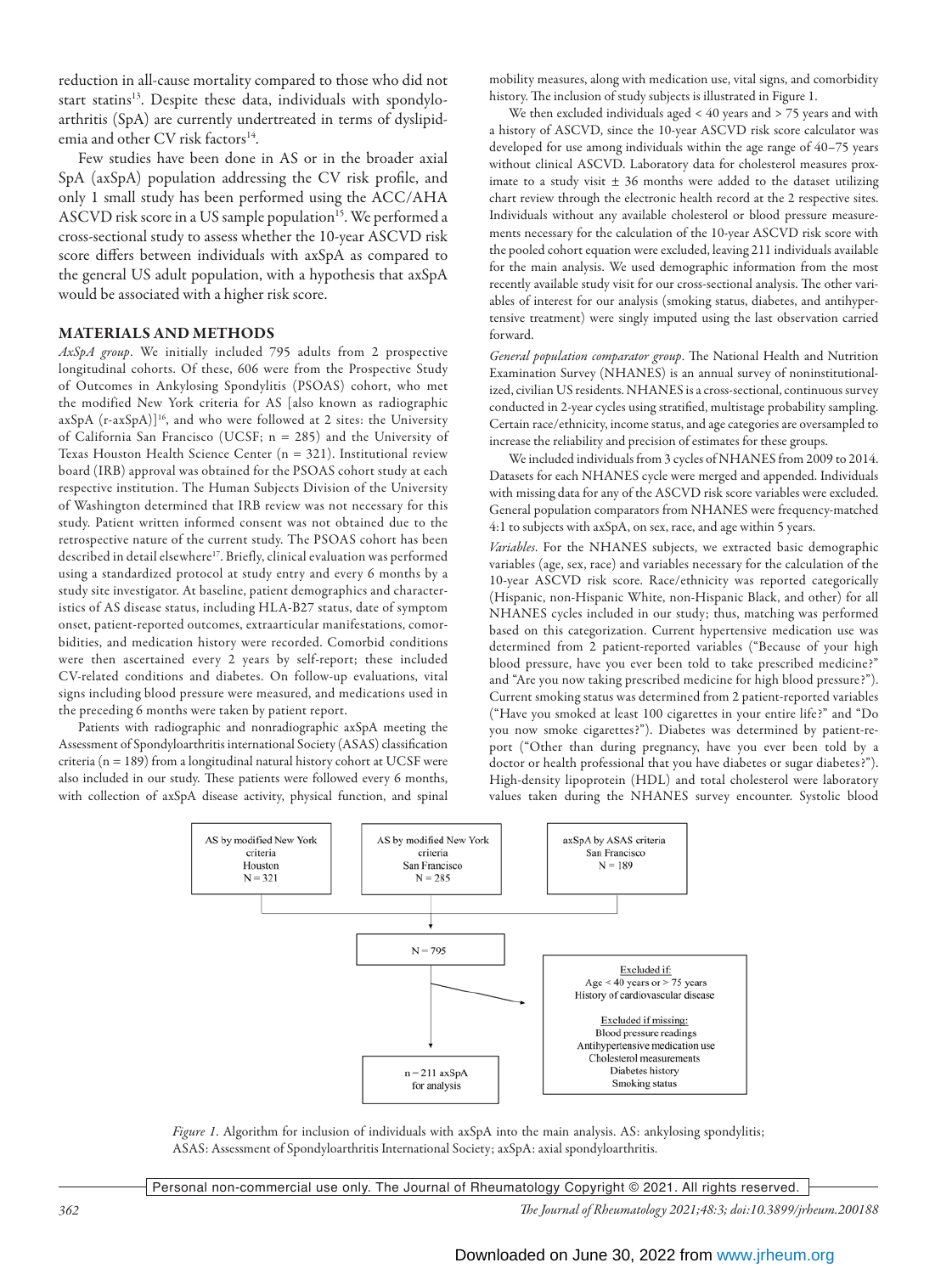reduction in all-cause mortality compared to those who did not start statins[13]. Despite these data, individuals with spondyloarthritis (SpA) are currently undertreated in terms of dyslipidemia and other CV risk factors[14].

Few studies have been done in AS or in the broader axial SpA (axSpA) population addressing the CV risk profile, and only 1 small study has been performed using the ACC/AHA ASCVD risk score in a US sample population[15]. We performed a cross-sectional study to assess whether the 10-year ASCVD risk score differs between individuals with axSpA as compared to the general US adult population, with a hypothesis that axSpA would be associated with a higher risk score.

## MATERIALS AND METHODS

*AxSpA group*. We initially included 795 adults from 2 prospective longitudinal cohorts. Of these, 606 were from the Prospective Study of Outcomes in Ankylosing Spondylitis (PSOAS) cohort, who met the modified New York criteria for AS [also known as radiographic axSpA (r-axSpA)][16], and who were followed at 2 sites: the University of California San Francisco (UCSF; n = 285) and the University of Texas Houston Health Science Center (n = 321). Institutional review board (IRB) approval was obtained for the PSOAS cohort study at each respective institution. The Human Subjects Division of the University of Washington determined that IRB review was not necessary for this study. Patient written informed consent was not obtained due to the retrospective nature of the current study. The PSOAS cohort has been described in detail elsewhere[17]. Briefly, clinical evaluation was performed using a standardized protocol at study entry and every 6 months by a study site investigator. At baseline, patient demographics and characteristics of AS disease status, including HLA-B27 status, date of symptom onset, patient-reported outcomes, extraarticular manifestations, comorbidities, and medication history were recorded. Comorbid conditions were then ascertained every 2 years by self-report; these included CV-related conditions and diabetes. On follow-up evaluations, vital signs including blood pressure were measured, and medications used in the preceding 6 months were taken by patient report.

Patients with radiographic and nonradiographic axSpA meeting the Assessment of Spondyloarthritis international Society (ASAS) classification criteria (n = 189) from a longitudinal natural history cohort at UCSF were also included in our study. These patients were followed every 6 months, with collection of axSpA disease activity, physical function, and spinal mobility measures, along with medication use, vital signs, and comorbidity history. The inclusion of study subjects is illustrated in Figure 1.

We then excluded individuals aged < 40 years and > 75 years and with a history of ASCVD, since the 10-year ASCVD risk score calculator was developed for use among individuals within the age range of 40–75 years without clinical ASCVD. Laboratory data for cholesterol measures proximate to a study visit ± 36 months were added to the dataset utilizing chart review through the electronic health record at the 2 respective sites. Individuals without any available cholesterol or blood pressure measurements necessary for the calculation of the 10-year ASCVD risk score with the pooled cohort equation were excluded, leaving 211 individuals available for the main analysis. We used demographic information from the most recently available study visit for our cross-sectional analysis. The other variables of interest for our analysis (smoking status, diabetes, and antihypertensive treatment) were singly imputed using the last observation carried forward.

*General population comparator group*. The National Health and Nutrition Examination Survey (NHANES) is an annual survey of noninstitutionalized, civilian US residents. NHANES is a cross-sectional, continuous survey conducted in 2-year cycles using stratified, multistage probability sampling. Certain race/ethnicity, income status, and age categories are oversampled to increase the reliability and precision of estimates for these groups.

We included individuals from 3 cycles of NHANES from 2009 to 2014. Datasets for each NHANES cycle were merged and appended. Individuals with missing data for any of the ASCVD risk score variables were excluded. General population comparators from NHANES were frequency-matched 4:1 to subjects with axSpA, on sex, race, and age within 5 years.

*Variables*. For the NHANES subjects, we extracted basic demographic variables (age, sex, race) and variables necessary for the calculation of the 10-year ASCVD risk score. Race/ethnicity was reported categorically (Hispanic, non-Hispanic White, non-Hispanic Black, and other) for all NHANES cycles included in our study; thus, matching was performed based on this categorization. Current hypertensive medication use was determined from 2 patient-reported variables ("Because of your high blood pressure, have you ever been told to take prescribed medicine?" and "Are you now taking prescribed medicine for high blood pressure?"). Current smoking status was determined from 2 patient-reported variables ("Have you smoked at least 100 cigarettes in your entire life?" and "Do you now smoke cigarettes?"). Diabetes was determined by patient-report ("Other than during pregnancy, have you ever been told by a doctor or health professional that you have diabetes or sugar diabetes?"). High-density lipoprotein (HDL) and total cholesterol were laboratory values taken during the NHANES survey encounter. Systolic blood

AS by modified New York criteria Houston N = 321

AS by modified New York criteria San Francisco N = 285

axSpA by ASAS criteria San Francisco N = 189

N = 795

Excluded if: Age < 40 years or > 75 years; History of cardiovascular disease

Excluded if missing: Blood pressure readings; Antihypertensive medication use; Cholesterol measurements; Diabetes history; Smoking status

n = 211 axSpA for analysis

*Figure 1*. Algorithm for inclusion of individuals with axSpA into the main analysis. AS: ankylosing spondylitis; ASAS: Assessment of Spondyloarthritis International Society; axSpA: axial spondyloarthritis.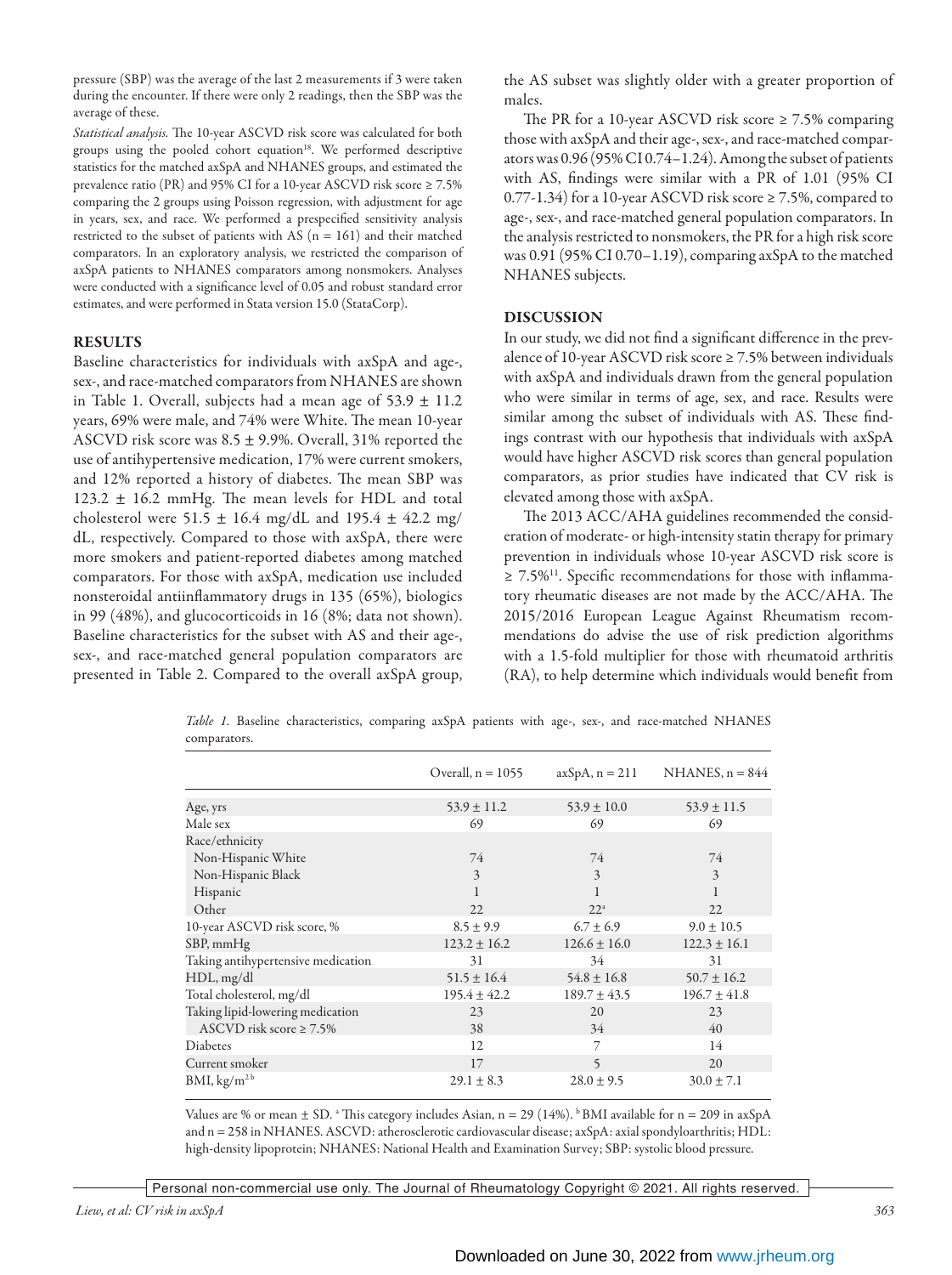pressure (SBP) was the average of the last 2 measurements if 3 were taken during the encounter. If there were only 2 readings, then the SBP was the average of these.

*Statistical analysis.* The 10-year ASCVD risk score was calculated for both groups using the pooled cohort equation[18]. We performed descriptive statistics for the matched axSpA and NHANES groups, and estimated the prevalence ratio (PR) and 95% CI for a 10-year ASCVD risk score ≥ 7.5% comparing the 2 groups using Poisson regression, with adjustment for age in years, sex, and race. We performed a prespecified sensitivity analysis restricted to the subset of patients with AS (n = 161) and their matched comparators. In an exploratory analysis, we restricted the comparison of axSpA patients to NHANES comparators among nonsmokers. Analyses were conducted with a significance level of 0.05 and robust standard error estimates, and were performed in Stata version 15.0 (StataCorp).

## RESULTS

Baseline characteristics for individuals with axSpA and age-, sex-, and race-matched comparators from NHANES are shown in Table 1. Overall, subjects had a mean age of 53.9 ± 11.2 years, 69% were male, and 74% were White. The mean 10-year ASCVD risk score was 8.5 ± 9.9%. Overall, 31% reported the use of antihypertensive medication, 17% were current smokers, and 12% reported a history of diabetes. The mean SBP was 123.2 ± 16.2 mmHg. The mean levels for HDL and total cholesterol were 51.5 ± 16.4 mg/dL and 195.4 ± 42.2 mg/dL, respectively. Compared to those with axSpA, there were more smokers and patient-reported diabetes among matched comparators. For those with axSpA, medication use included nonsteroidal antiinflammatory drugs in 135 (65%), biologics in 99 (48%), and glucocorticoids in 16 (8%; data not shown). Baseline characteristics for the subset with AS and their age-, sex-, and race-matched general population comparators are presented in Table 2. Compared to the overall axSpA group, the AS subset was slightly older with a greater proportion of males.

The PR for a 10-year ASCVD risk score ≥ 7.5% comparing those with axSpA and their age-, sex-, and race-matched comparators was 0.96 (95% CI 0.74–1.24). Among the subset of patients with AS, findings were similar with a PR of 1.01 (95% CI 0.77-1.34) for a 10-year ASCVD risk score ≥ 7.5%, compared to age-, sex-, and race-matched general population comparators. In the analysis restricted to nonsmokers, the PR for a high risk score was 0.91 (95% CI 0.70–1.19), comparing axSpA to the matched NHANES subjects.

## DISCUSSION

In our study, we did not find a significant difference in the prevalence of 10-year ASCVD risk score ≥ 7.5% between individuals with axSpA and individuals drawn from the general population who were similar in terms of age, sex, and race. Results were similar among the subset of individuals with AS. These findings contrast with our hypothesis that individuals with axSpA would have higher ASCVD risk scores than general population comparators, as prior studies have indicated that CV risk is elevated among those with axSpA.

The 2013 ACC/AHA guidelines recommended the consideration of moderate- or high-intensity statin therapy for primary prevention in individuals whose 10-year ASCVD risk score is ≥ 7.5%[11]. Specific recommendations for those with inflammatory rheumatic diseases are not made by the ACC/AHA. The 2015/2016 European League Against Rheumatism recommendations do advise the use of risk prediction algorithms with a 1.5-fold multiplier for those with rheumatoid arthritis (RA), to help determine which individuals would benefit from

*Table 1.* Baseline characteristics, comparing axSpA patients with age-, sex-, and race-matched NHANES comparators.

| | Overall, n = 1055 | axSpA, n = 211 | NHANES, n = 844 |
|---|---|---|---|
| Age, yrs | 53.9 ± 11.2 | 53.9 ± 10.0 | 53.9 ± 11.5 |
| Male sex | 69 | 69 | 69 |
| Race/ethnicity | | | |
| Non-Hispanic White | 74 | 74 | 74 |
| Non-Hispanic Black | 3 | 3 | 3 |
| Hispanic | 1 | 1 | 1 |
| Other | 22 | 22[a] | 22 |
| 10-year ASCVD risk score, % | 8.5 ± 9.9 | 6.7 ± 6.9 | 9.0 ± 10.5 |
| SBP, mmHg | 123.2 ± 16.2 | 126.6 ± 16.0 | 122.3 ± 16.1 |
| Taking antihypertensive medication | 31 | 34 | 31 |
| HDL, mg/dl | 51.5 ± 16.4 | 54.8 ± 16.8 | 50.7 ± 16.2 |
| Total cholesterol, mg/dl | 195.4 ± 42.2 | 189.7 ± 43.5 | 196.7 ± 41.8 |
| Taking lipid-lowering medication | 23 | 20 | 23 |
| ASCVD risk score ≥ 7.5% | 38 | 34 | 40 |
| Diabetes | 12 | 7 | 14 |
| Current smoker | 17 | 5 | 20 |
| BMI, kg/m[2 b] | 29.1 ± 8.3 | 28.0 ± 9.5 | 30.0 ± 7.1 |

Values are % or mean ± SD. [a] This category includes Asian, n = 29 (14%). [b] BMI available for n = 209 in axSpA and n = 258 in NHANES. ASCVD: atherosclerotic cardiovascular disease; axSpA: axial spondyloarthritis; HDL: high-density lipoprotein; NHANES: National Health and Examination Survey; SBP: systolic blood pressure.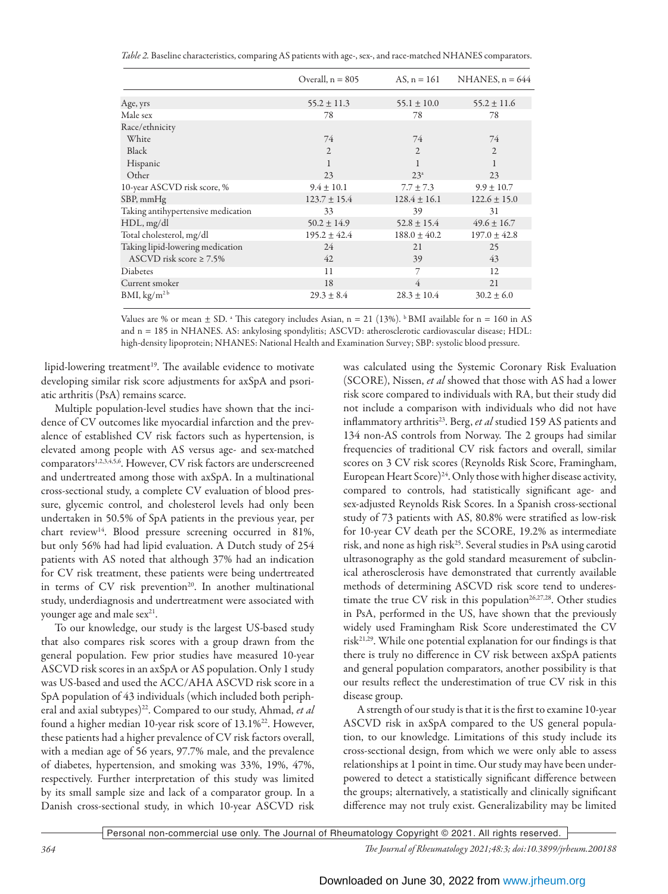*Table 2.* Baseline characteristics, comparing AS patients with age-, sex-, and race-matched NHANES comparators.

| | Overall, n = 805 | AS, n = 161 | NHANES, n = 644 |
|---|---|---|---|
| Age, yrs | 55.2 ± 11.3 | 55.1 ± 10.0 | 55.2 ± 11.6 |
| Male sex | 78 | 78 | 78 |
| Race/ethnicity | | | |
| White | 74 | 74 | 74 |
| Black | 2 | 2 | 2 |
| Hispanic | 1 | 1 | 1 |
| Other | 23 | 23[a] | 23 |
| 10-year ASCVD risk score, % | 9.4 ± 10.1 | 7.7 ± 7.3 | 9.9 ± 10.7 |
| SBP, mmHg | 123.7 ± 15.4 | 128.4 ± 16.1 | 122.6 ± 15.0 |
| Taking antihypertensive medication | 33 | 39 | 31 |
| HDL, mg/dl | 50.2 ± 14.9 | 52.8 ± 15.4 | 49.6 ± 16.7 |
| Total cholesterol, mg/dl | 195.2 ± 42.4 | 188.0 ± 40.2 | 197.0 ± 42.8 |
| Taking lipid-lowering medication | 24 | 21 | 25 |
| ASCVD risk score ≥ 7.5% | 42 | 39 | 43 |
| Diabetes | 11 | 7 | 12 |
| Current smoker | 18 | 4 | 21 |
| BMI, kg/m$^2$ [b] | 29.3 ± 8.4 | 28.3 ± 10.4 | 30.2 ± 6.0 |

Values are % or mean ± SD. [a] This category includes Asian, n = 21 (13%). [b] BMI available for n = 160 in AS and n = 185 in NHANES. AS: ankylosing spondylitis; ASCVD: atherosclerotic cardiovascular disease; HDL: high-density lipoprotein; NHANES: National Health and Examination Survey; SBP: systolic blood pressure.

lipid-lowering treatment[19]. The available evidence to motivate developing similar risk score adjustments for axSpA and psoriatic arthritis (PsA) remains scarce.

Multiple population-level studies have shown that the incidence of CV outcomes like myocardial infarction and the prevalence of established CV risk factors such as hypertension, is elevated among people with AS versus age- and sex-matched comparators[1,2,3,4,5,6]. However, CV risk factors are underscreened and undertreated among those with axSpA. In a multinational cross-sectional study, a complete CV evaluation of blood pressure, glycemic control, and cholesterol levels had only been undertaken in 50.5% of SpA patients in the previous year, per chart review[14]. Blood pressure screening occurred in 81%, but only 56% had had lipid evaluation. A Dutch study of 254 patients with AS noted that although 37% had an indication for CV risk treatment, these patients were being undertreated in terms of CV risk prevention[20]. In another multinational study, underdiagnosis and undertreatment were associated with younger age and male sex[21].

To our knowledge, our study is the largest US-based study that also compares risk scores with a group drawn from the general population. Few prior studies have measured 10-year ASCVD risk scores in an axSpA or AS population. Only 1 study was US-based and used the ACC/AHA ASCVD risk score in a SpA population of 43 individuals (which included both peripheral and axial subtypes)[22]. Compared to our study, Ahmad, *et al* found a higher median 10-year risk score of 13.1%[22]. However, these patients had a higher prevalence of CV risk factors overall, with a median age of 56 years, 97.7% male, and the prevalence of diabetes, hypertension, and smoking was 33%, 19%, 47%, respectively. Further interpretation of this study was limited by its small sample size and lack of a comparator group. In a Danish cross-sectional study, in which 10-year ASCVD risk was calculated using the Systemic Coronary Risk Evaluation (SCORE), Nissen, *et al* showed that those with AS had a lower risk score compared to individuals with RA, but their study did not include a comparison with individuals who did not have inflammatory arthritis[23]. Berg, *et al* studied 159 AS patients and 134 non-AS controls from Norway. The 2 groups had similar frequencies of traditional CV risk factors and overall, similar scores on 3 CV risk scores (Reynolds Risk Score, Framingham, European Heart Score)[24]. Only those with higher disease activity, compared to controls, had statistically significant age- and sex-adjusted Reynolds Risk Scores. In a Spanish cross-sectional study of 73 patients with AS, 80.8% were stratified as low-risk for 10-year CV death per the SCORE, 19.2% as intermediate risk, and none as high risk[25]. Several studies in PsA using carotid ultrasonography as the gold standard measurement of subclinical atherosclerosis have demonstrated that currently available methods of determining ASCVD risk score tend to underestimate the true CV risk in this population[26,27,28]. Other studies in PsA, performed in the US, have shown that the previously widely used Framingham Risk Score underestimated the CV risk[21,29]. While one potential explanation for our findings is that there is truly no difference in CV risk between axSpA patients and general population comparators, another possibility is that our results reflect the underestimation of true CV risk in this disease group.

A strength of our study is that it is the first to examine 10-year ASCVD risk in axSpA compared to the US general population, to our knowledge. Limitations of this study include its cross-sectional design, from which we were only able to assess relationships at 1 point in time. Our study may have been underpowered to detect a statistically significant difference between the groups; alternatively, a statistically and clinically significant difference may not truly exist. Generalizability may be limited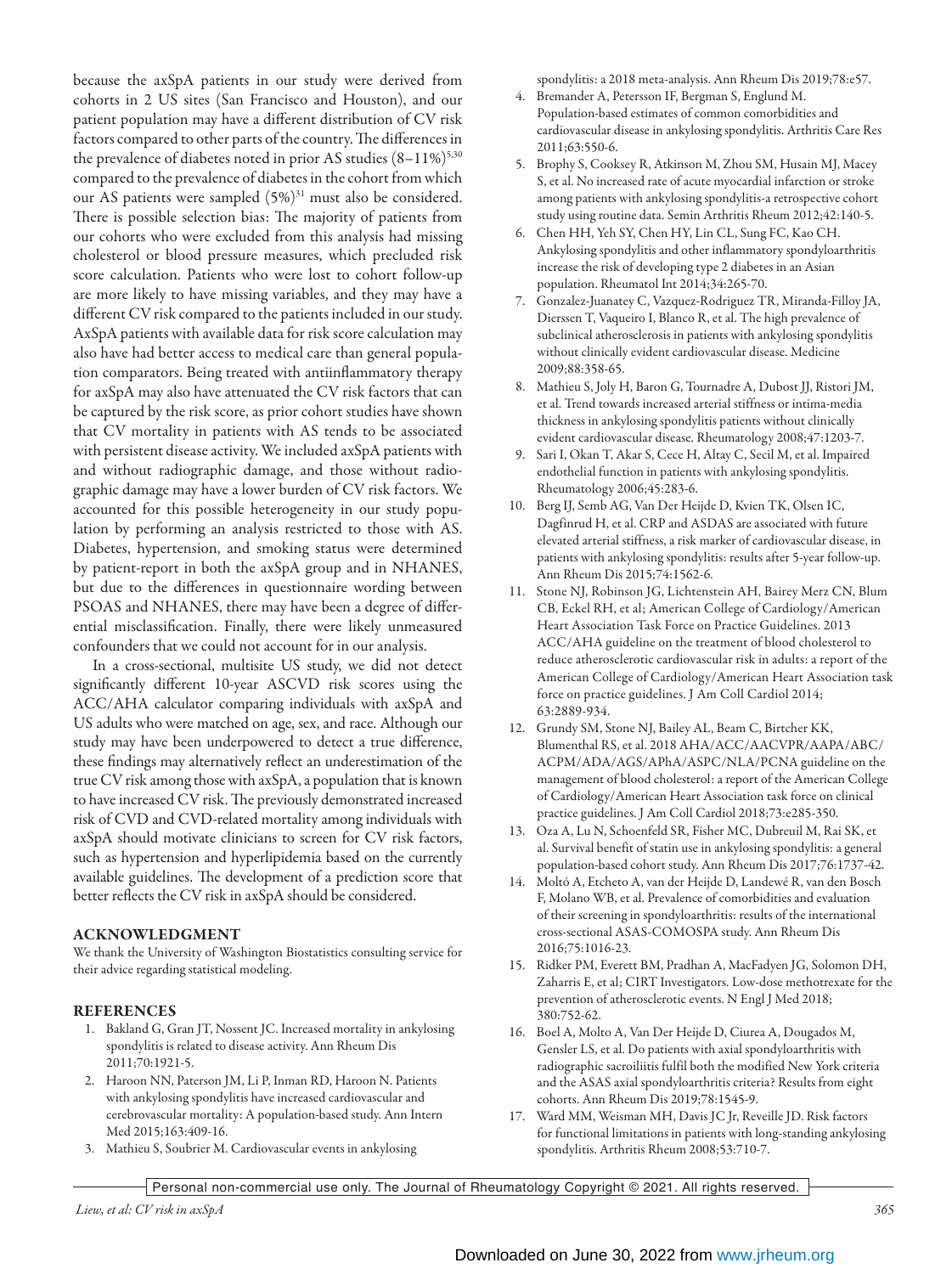because the axSpA patients in our study were derived from cohorts in 2 US sites (San Francisco and Houston), and our patient population may have a different distribution of CV risk factors compared to other parts of the country. The differences in the prevalence of diabetes noted in prior AS studies (8–11%)[5,30] compared to the prevalence of diabetes in the cohort from which our AS patients were sampled (5%)[31] must also be considered. There is possible selection bias: The majority of patients from our cohorts who were excluded from this analysis had missing cholesterol or blood pressure measures, which precluded risk score calculation. Patients who were lost to cohort follow-up are more likely to have missing variables, and they may have a different CV risk compared to the patients included in our study. AxSpA patients with available data for risk score calculation may also have had better access to medical care than general population comparators. Being treated with antiinflammatory therapy for axSpA may also have attenuated the CV risk factors that can be captured by the risk score, as prior cohort studies have shown that CV mortality in patients with AS tends to be associated with persistent disease activity. We included axSpA patients with and without radiographic damage, and those without radiographic damage may have a lower burden of CV risk factors. We accounted for this possible heterogeneity in our study population by performing an analysis restricted to those with AS. Diabetes, hypertension, and smoking status were determined by patient-report in both the axSpA group and in NHANES, but due to the differences in questionnaire wording between PSOAS and NHANES, there may have been a degree of differential misclassification. Finally, there were likely unmeasured confounders that we could not account for in our analysis.

In a cross-sectional, multisite US study, we did not detect significantly different 10-year ASCVD risk scores using the ACC/AHA calculator comparing individuals with axSpA and US adults who were matched on age, sex, and race. Although our study may have been underpowered to detect a true difference, these findings may alternatively reflect an underestimation of the true CV risk among those with axSpA, a population that is known to have increased CV risk. The previously demonstrated increased risk of CVD and CVD-related mortality among individuals with axSpA should motivate clinicians to screen for CV risk factors, such as hypertension and hyperlipidemia based on the currently available guidelines. The development of a prediction score that better reflects the CV risk in axSpA should be considered.

## ACKNOWLEDGMENT

We thank the University of Washington Biostatistics consulting service for their advice regarding statistical modeling.

## REFERENCES

1. Bakland G, Gran JT, Nossent JC. Increased mortality in ankylosing spondylitis is related to disease activity. Ann Rheum Dis 2011;70:1921-5.
2. Haroon NN, Paterson JM, Li P, Inman RD, Haroon N. Patients with ankylosing spondylitis have increased cardiovascular and cerebrovascular mortality: A population-based study. Ann Intern Med 2015;163:409-16.
3. Mathieu S, Soubrier M. Cardiovascular events in ankylosing spondylitis: a 2018 meta-analysis. Ann Rheum Dis 2019;78:e57.
4. Bremander A, Petersson IF, Bergman S, Englund M. Population-based estimates of common comorbidities and cardiovascular disease in ankylosing spondylitis. Arthritis Care Res 2011;63:550-6.
5. Brophy S, Cooksey R, Atkinson M, Zhou SM, Husain MJ, Macey S, et al. No increased rate of acute myocardial infarction or stroke among patients with ankylosing spondylitis-a retrospective cohort study using routine data. Semin Arthritis Rheum 2012;42:140-5.
6. Chen HH, Yeh SY, Chen HY, Lin CL, Sung FC, Kao CH. Ankylosing spondylitis and other inflammatory spondyloarthritis increase the risk of developing type 2 diabetes in an Asian population. Rheumatol Int 2014;34:265-70.
7. Gonzalez-Juanatey C, Vazquez-Rodriguez TR, Miranda-Filloy JA, Dierssen T, Vaqueiro I, Blanco R, et al. The high prevalence of subclinical atherosclerosis in patients with ankylosing spondylitis without clinically evident cardiovascular disease. Medicine 2009;88:358-65.
8. Mathieu S, Joly H, Baron G, Tournadre A, Dubost JJ, Ristori JM, et al. Trend towards increased arterial stiffness or intima-media thickness in ankylosing spondylitis patients without clinically evident cardiovascular disease. Rheumatology 2008;47:1203-7.
9. Sari I, Okan T, Akar S, Cece H, Altay C, Secil M, et al. Impaired endothelial function in patients with ankylosing spondylitis. Rheumatology 2006;45:283-6.
10. Berg IJ, Semb AG, Van Der Heijde D, Kvien TK, Olsen IC, Dagfinrud H, et al. CRP and ASDAS are associated with future elevated arterial stiffness, a risk marker of cardiovascular disease, in patients with ankylosing spondylitis: results after 5-year follow-up. Ann Rheum Dis 2015;74:1562-6.
11. Stone NJ, Robinson JG, Lichtenstein AH, Bairey Merz CN, Blum CB, Eckel RH, et al; American College of Cardiology/American Heart Association Task Force on Practice Guidelines. 2013 ACC/AHA guideline on the treatment of blood cholesterol to reduce atherosclerotic cardiovascular risk in adults: a report of the American College of Cardiology/American Heart Association task force on practice guidelines. J Am Coll Cardiol 2014; 63:2889-934.
12. Grundy SM, Stone NJ, Bailey AL, Beam C, Birtcher KK, Blumenthal RS, et al. 2018 AHA/ACC/AACVPR/AAPA/ABC/ACPM/ADA/AGS/APhA/ASPC/NLA/PCNA guideline on the management of blood cholesterol: a report of the American College of Cardiology/American Heart Association task force on clinical practice guidelines. J Am Coll Cardiol 2018;73:e285-350.
13. Oza A, Lu N, Schoenfeld SR, Fisher MC, Dubreuil M, Rai SK, et al. Survival benefit of statin use in ankylosing spondylitis: a general population-based cohort study. Ann Rheum Dis 2017;76:1737-42.
14. Moltó A, Etcheto A, van der Heijde D, Landewé R, van den Bosch F, Molano WB, et al. Prevalence of comorbidities and evaluation of their screening in spondyloarthritis: results of the international cross-sectional ASAS-COMOSPA study. Ann Rheum Dis 2016;75:1016-23.
15. Ridker PM, Everett BM, Pradhan A, MacFadyen JG, Solomon DH, Zaharris E, et al; CIRT Investigators. Low-dose methotrexate for the prevention of atherosclerotic events. N Engl J Med 2018; 380:752-62.
16. Boel A, Molto A, Van Der Heijde D, Ciurea A, Dougados M, Gensler LS, et al. Do patients with axial spondyloarthritis with radiographic sacroiliitis fulfil both the modified New York criteria and the ASAS axial spondyloarthritis criteria? Results from eight cohorts. Ann Rheum Dis 2019;78:1545-9.
17. Ward MM, Weisman MH, Davis JC Jr, Reveille JD. Risk factors for functional limitations in patients with long-standing ankylosing spondylitis. Arthritis Rheum 2008;53:710-7.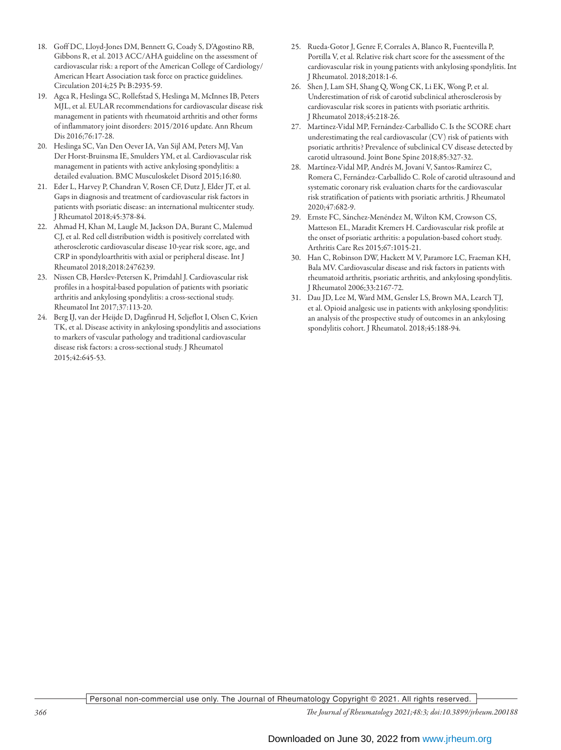18. Goff DC, Lloyd-Jones DM, Bennett G, Coady S, D'Agostino RB, Gibbons R, et al. 2013 ACC/AHA guideline on the assessment of cardiovascular risk: a report of the American College of Cardiology/American Heart Association task force on practice guidelines. Circulation 2014;25 Pt B:2935-59.
19. Agca R, Heslinga SC, Rollefstad S, Heslinga M, McInnes IB, Peters MJL, et al. EULAR recommendations for cardiovascular disease risk management in patients with rheumatoid arthritis and other forms of inflammatory joint disorders: 2015/2016 update. Ann Rheum Dis 2016;76:17-28.
20. Heslinga SC, Van Den Oever IA, Van Sijl AM, Peters MJ, Van Der Horst-Bruinsma IE, Smulders YM, et al. Cardiovascular risk management in patients with active ankylosing spondylitis: a detailed evaluation. BMC Musculoskelet Disord 2015;16:80.
21. Eder L, Harvey P, Chandran V, Rosen CF, Dutz J, Elder JT, et al. Gaps in diagnosis and treatment of cardiovascular risk factors in patients with psoriatic disease: an international multicenter study. J Rheumatol 2018;45:378-84.
22. Ahmad H, Khan M, Laugle M, Jackson DA, Burant C, Malemud CJ, et al. Red cell distribution width is positively correlated with atherosclerotic cardiovascular disease 10-year risk score, age, and CRP in spondyloarthritis with axial or peripheral disease. Int J Rheumatol 2018;2018:2476239.
23. Nissen CB, Hørslev-Petersen K, Primdahl J. Cardiovascular risk profiles in a hospital-based population of patients with psoriatic arthritis and ankylosing spondylitis: a cross-sectional study. Rheumatol Int 2017;37:113-20.
24. Berg IJ, van der Heijde D, Dagfinrud H, Seljeflot I, Olsen C, Kvien TK, et al. Disease activity in ankylosing spondylitis and associations to markers of vascular pathology and traditional cardiovascular disease risk factors: a cross-sectional study. J Rheumatol 2015;42:645-53.
25. Rueda-Gotor J, Genre F, Corrales A, Blanco R, Fuentevilla P, Portilla V, et al. Relative risk chart score for the assessment of the cardiovascular risk in young patients with ankylosing spondylitis. Int J Rheumatol. 2018;2018:1-6.
26. Shen J, Lam SH, Shang Q, Wong CK, Li EK, Wong P, et al. Underestimation of risk of carotid subclinical atherosclerosis by cardiovascular risk scores in patients with psoriatic arthritis. J Rheumatol 2018;45:218-26.
27. Martinez-Vidal MP, Fernández-Carballido C. Is the SCORE chart underestimating the real cardiovascular (CV) risk of patients with psoriatic arthritis? Prevalence of subclinical CV disease detected by carotid ultrasound. Joint Bone Spine 2018;85:327-32.
28. Martínez-Vidal MP, Andrés M, Jovaní V, Santos-Ramírez C, Romera C, Fernández-Carballido C. Role of carotid ultrasound and systematic coronary risk evaluation charts for the cardiovascular risk stratification of patients with psoriatic arthritis. J Rheumatol 2020;47:682-9.
29. Ernste FC, Sánchez-Menéndez M, Wilton KM, Crowson CS, Matteson EL, Maradit Kremers H. Cardiovascular risk profile at the onset of psoriatic arthritis: a population-based cohort study. Arthritis Care Res 2015;67:1015-21.
30. Han C, Robinson DW, Hackett M V, Paramore LC, Fraeman KH, Bala MV. Cardiovascular disease and risk factors in patients with rheumatoid arthritis, psoriatic arthritis, and ankylosing spondylitis. J Rheumatol 2006;33:2167-72.
31. Dau JD, Lee M, Ward MM, Gensler LS, Brown MA, Learch TJ, et al. Opioid analgesic use in patients with ankylosing spondylitis: an analysis of the prospective study of outcomes in an ankylosing spondylitis cohort. J Rheumatol. 2018;45:188-94.